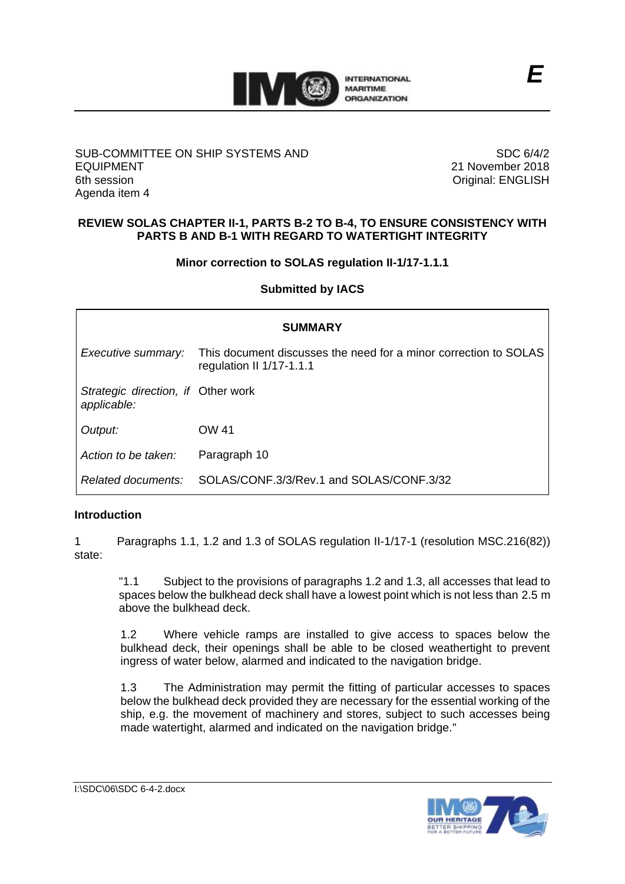**E**

SUB-COMMITTEE ON SHIP SYSTEMS AND EQUIPMENT
6th session
Agenda item 4

SDC 6/4/2
21 November 2018
Original: ENGLISH

# REVIEW SOLAS CHAPTER II-1, PARTS B-2 TO B-4, TO ENSURE CONSISTENCY WITH PARTS B AND B-1 WITH REGARD TO WATERTIGHT INTEGRITY

## Minor correction to SOLAS regulation II-1/17-1.1.1

**Submitted by IACS**

| SUMMARY | |
|---|---|
| *Executive summary:* | This document discusses the need for a minor correction to SOLAS regulation II 1/17-1.1.1 |
| *Strategic direction, if applicable:* | Other work |
| *Output:* | OW 41 |
| *Action to be taken:* | Paragraph 10 |
| *Related documents:* | SOLAS/CONF.3/3/Rev.1 and SOLAS/CONF.3/32 |

### Introduction

1 Paragraphs 1.1, 1.2 and 1.3 of SOLAS regulation II-1/17-1 (resolution MSC.216(82)) state:

> "1.1 Subject to the provisions of paragraphs 1.2 and 1.3, all accesses that lead to spaces below the bulkhead deck shall have a lowest point which is not less than 2.5 m above the bulkhead deck.
>
> 1.2 Where vehicle ramps are installed to give access to spaces below the bulkhead deck, their openings shall be able to be closed weathertight to prevent ingress of water below, alarmed and indicated to the navigation bridge.
>
> 1.3 The Administration may permit the fitting of particular accesses to spaces below the bulkhead deck provided they are necessary for the essential working of the ship, e.g. the movement of machinery and stores, subject to such accesses being made watertight, alarmed and indicated on the navigation bridge."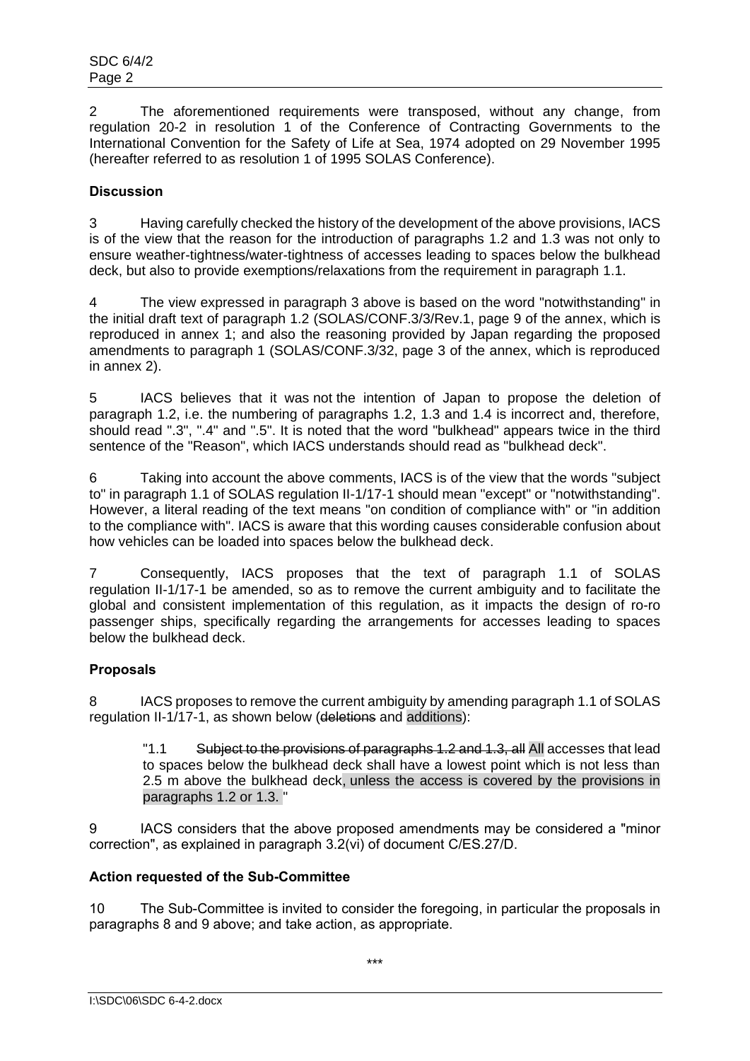2 The aforementioned requirements were transposed, without any change, from regulation 20-2 in resolution 1 of the Conference of Contracting Governments to the International Convention for the Safety of Life at Sea, 1974 adopted on 29 November 1995 (hereafter referred to as resolution 1 of 1995 SOLAS Conference).

**Discussion**

3 Having carefully checked the history of the development of the above provisions, IACS is of the view that the reason for the introduction of paragraphs 1.2 and 1.3 was not only to ensure weather-tightness/water-tightness of accesses leading to spaces below the bulkhead deck, but also to provide exemptions/relaxations from the requirement in paragraph 1.1.

4 The view expressed in paragraph 3 above is based on the word "notwithstanding" in the initial draft text of paragraph 1.2 (SOLAS/CONF.3/3/Rev.1, page 9 of the annex, which is reproduced in annex 1; and also the reasoning provided by Japan regarding the proposed amendments to paragraph 1 (SOLAS/CONF.3/32, page 3 of the annex, which is reproduced in annex 2).

5 IACS believes that it was not the intention of Japan to propose the deletion of paragraph 1.2, i.e. the numbering of paragraphs 1.2, 1.3 and 1.4 is incorrect and, therefore, should read ".3", ".4" and ".5". It is noted that the word "bulkhead" appears twice in the third sentence of the "Reason", which IACS understands should read as "bulkhead deck".

6 Taking into account the above comments, IACS is of the view that the words "subject to" in paragraph 1.1 of SOLAS regulation II-1/17-1 should mean "except" or "notwithstanding". However, a literal reading of the text means "on condition of compliance with" or "in addition to the compliance with". IACS is aware that this wording causes considerable confusion about how vehicles can be loaded into spaces below the bulkhead deck.

7 Consequently, IACS proposes that the text of paragraph 1.1 of SOLAS regulation II-1/17-1 be amended, so as to remove the current ambiguity and to facilitate the global and consistent implementation of this regulation, as it impacts the design of ro-ro passenger ships, specifically regarding the arrangements for accesses leading to spaces below the bulkhead deck.

**Proposals**

8 IACS proposes to remove the current ambiguity by amending paragraph 1.1 of SOLAS regulation II-1/17-1, as shown below (~~deletions~~ and additions):

> "1.1 ~~Subject to the provisions of paragraphs 1.2 and 1.3, all~~ All accesses that lead to spaces below the bulkhead deck shall have a lowest point which is not less than 2.5 m above the bulkhead deck, unless the access is covered by the provisions in paragraphs 1.2 or 1.3. "

9 IACS considers that the above proposed amendments may be considered a "minor correction", as explained in paragraph 3.2(vi) of document C/ES.27/D.

**Action requested of the Sub-Committee**

10 The Sub-Committee is invited to consider the foregoing, in particular the proposals in paragraphs 8 and 9 above; and take action, as appropriate.

\*\*\*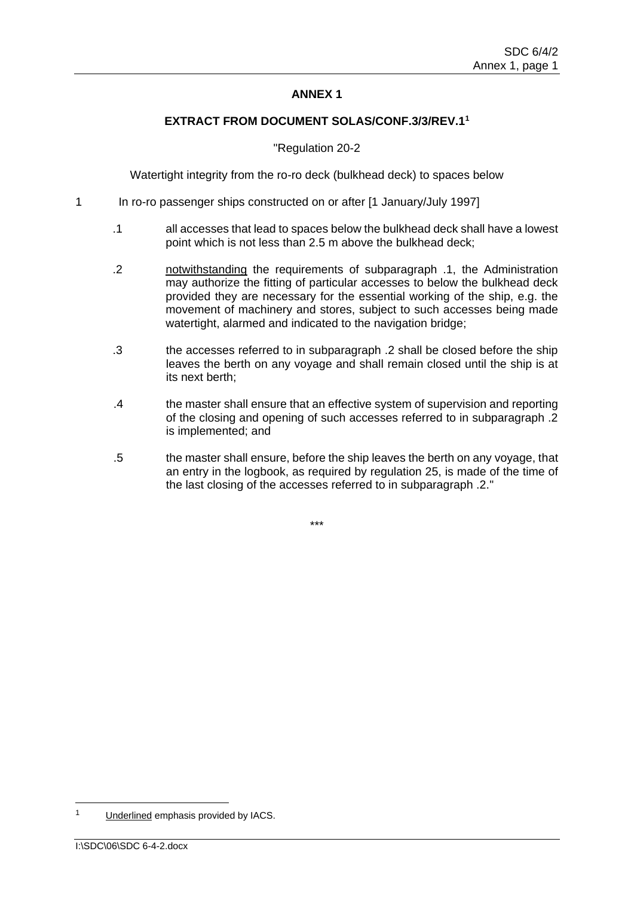## ANNEX 1

### EXTRACT FROM DOCUMENT SOLAS/CONF.3/3/REV.1[1]

"Regulation 20-2

Watertight integrity from the ro-ro deck (bulkhead deck) to spaces below

1 In ro-ro passenger ships constructed on or after [1 January/July 1997]

.1 all accesses that lead to spaces below the bulkhead deck shall have a lowest point which is not less than 2.5 m above the bulkhead deck;

.2 <u>notwithstanding</u> the requirements of subparagraph .1, the Administration may authorize the fitting of particular accesses to below the bulkhead deck provided they are necessary for the essential working of the ship, e.g. the movement of machinery and stores, subject to such accesses being made watertight, alarmed and indicated to the navigation bridge;

.3 the accesses referred to in subparagraph .2 shall be closed before the ship leaves the berth on any voyage and shall remain closed until the ship is at its next berth;

.4 the master shall ensure that an effective system of supervision and reporting of the closing and opening of such accesses referred to in subparagraph .2 is implemented; and

.5 the master shall ensure, before the ship leaves the berth on any voyage, that an entry in the logbook, as required by regulation 25, is made of the time of the last closing of the accesses referred to in subparagraph .2."

***

[1] <u>Underlined</u> emphasis provided by IACS.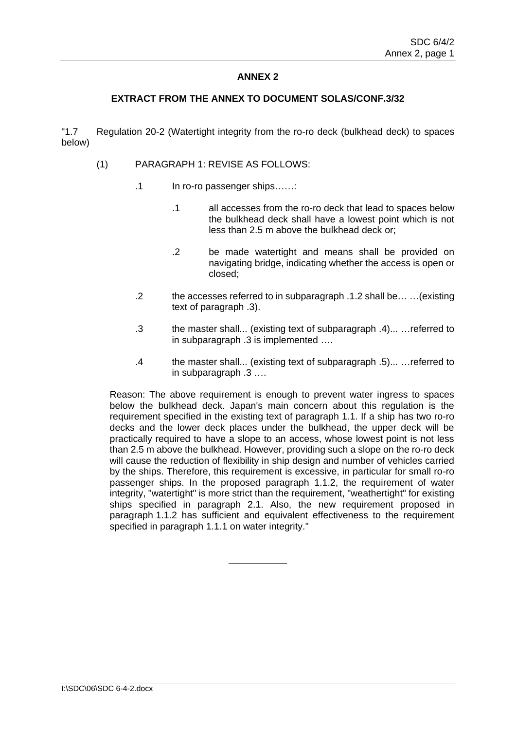## ANNEX 2

### EXTRACT FROM THE ANNEX TO DOCUMENT SOLAS/CONF.3/32

"1.7 Regulation 20-2 (Watertight integrity from the ro-ro deck (bulkhead deck) to spaces below)

(1) PARAGRAPH 1: REVISE AS FOLLOWS:

.1 In ro-ro passenger ships……:

.1 all accesses from the ro-ro deck that lead to spaces below the bulkhead deck shall have a lowest point which is not less than 2.5 m above the bulkhead deck or;

.2 be made watertight and means shall be provided on navigating bridge, indicating whether the access is open or closed;

.2 the accesses referred to in subparagraph .1.2 shall be… …(existing text of paragraph .3).

.3 the master shall... (existing text of subparagraph .4)... …referred to in subparagraph .3 is implemented ….

.4 the master shall... (existing text of subparagraph .5)... …referred to in subparagraph .3 ….

Reason: The above requirement is enough to prevent water ingress to spaces below the bulkhead deck. Japan's main concern about this regulation is the requirement specified in the existing text of paragraph 1.1. If a ship has two ro-ro decks and the lower deck places under the bulkhead, the upper deck will be practically required to have a slope to an access, whose lowest point is not less than 2.5 m above the bulkhead. However, providing such a slope on the ro-ro deck will cause the reduction of flexibility in ship design and number of vehicles carried by the ships. Therefore, this requirement is excessive, in particular for small ro-ro passenger ships. In the proposed paragraph 1.1.2, the requirement of water integrity, "watertight" is more strict than the requirement, "weathertight" for existing ships specified in paragraph 2.1. Also, the new requirement proposed in paragraph 1.1.2 has sufficient and equivalent effectiveness to the requirement specified in paragraph 1.1.1 on water integrity."

___________